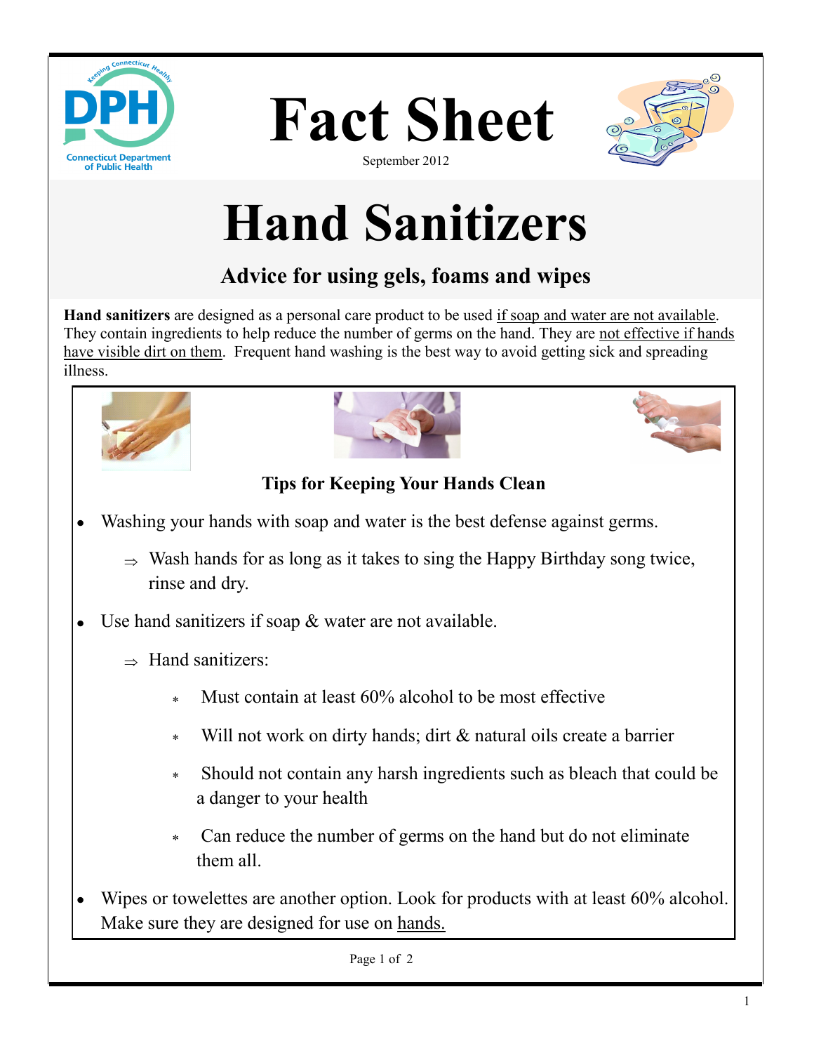# Fact Sheet

September 2012

# Hand Sanitizers

## Advice for using gels, foams and wipes

**Hand sanitizers** are designed as a personal care product to be used if soap and water are not available. They contain ingredients to help reduce the number of germs on the hand. They are not effective if hands have visible dirt on them. Frequent hand washing is the best way to avoid getting sick and spreading illness.

### Tips for Keeping Your Hands Clean

- Washing your hands with soap and water is the best defense against germs.
  - ⇒ Wash hands for as long as it takes to sing the Happy Birthday song twice, rinse and dry.
- Use hand sanitizers if soap & water are not available.
  - ⇒ Hand sanitizers:
    - Must contain at least 60% alcohol to be most effective
    - Will not work on dirty hands; dirt & natural oils create a barrier
    - Should not contain any harsh ingredients such as bleach that could be a danger to your health
    - Can reduce the number of germs on the hand but do not eliminate them all.
- Wipes or towelettes are another option. Look for products with at least 60% alcohol. Make sure they are designed for use on hands.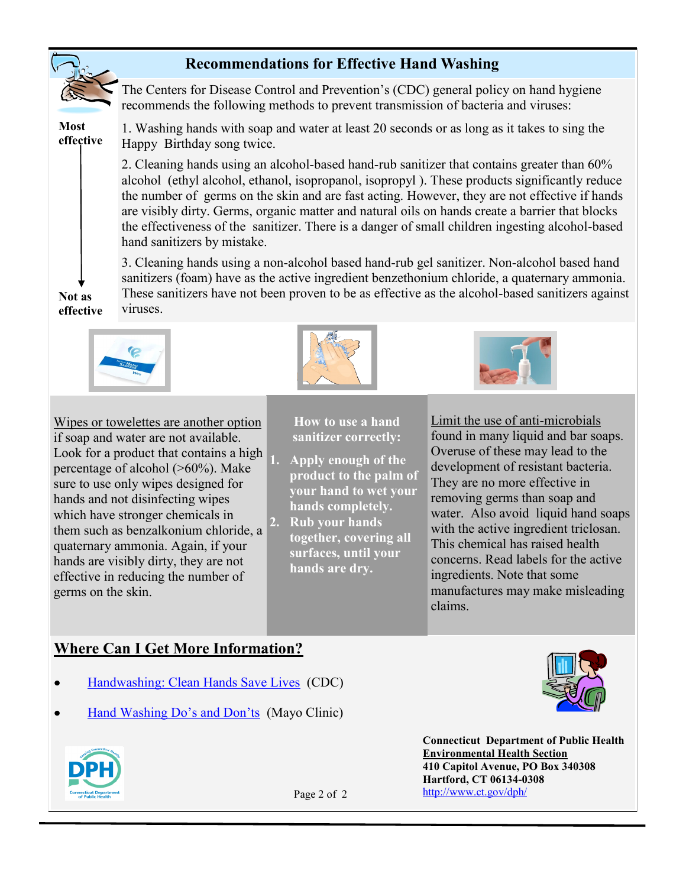## Recommendations for Effective Hand Washing

The Centers for Disease Control and Prevention's (CDC) general policy on hand hygiene recommends the following methods to prevent transmission of bacteria and viruses:

**Most effective**

1. Washing hands with soap and water at least 20 seconds or as long as it takes to sing the Happy Birthday song twice.

2. Cleaning hands using an alcohol-based hand-rub sanitizer that contains greater than 60% alcohol (ethyl alcohol, ethanol, isopropanol, isopropyl ). These products significantly reduce the number of germs on the skin and are fast acting. However, they are not effective if hands are visibly dirty. Germs, organic matter and natural oils on hands create a barrier that blocks the effectiveness of the sanitizer. There is a danger of small children ingesting alcohol-based hand sanitizers by mistake.

3. Cleaning hands using a non-alcohol based hand-rub gel sanitizer. Non-alcohol based hand sanitizers (foam) have as the active ingredient benzethonium chloride, a quaternary ammonia. These sanitizers have not been proven to be as effective as the alcohol-based sanitizers against viruses.

**Not as effective**

Wipes or towelettes are another option if soap and water are not available. Look for a product that contains a high percentage of alcohol (>60%). Make sure to use only wipes designed for hands and not disinfecting wipes which have stronger chemicals in them such as benzalkonium chloride, a quaternary ammonia. Again, if your hands are visibly dirty, they are not effective in reducing the number of germs on the skin.

**How to use a hand sanitizer correctly:**

1. **Apply enough of the product to the palm of your hand to wet your hands completely.**
2. **Rub your hands together, covering all surfaces, until your hands are dry.**

Limit the use of anti-microbials found in many liquid and bar soaps. Overuse of these may lead to the development of resistant bacteria. They are no more effective in removing germs than soap and water. Also avoid liquid hand soaps with the active ingredient triclosan. This chemical has raised health concerns. Read labels for the active ingredients. Note that some manufacturers may make misleading claims.

## Where Can I Get More Information?

- Handwashing: Clean Hands Save Lives (CDC)
- Hand Washing Do's and Don'ts (Mayo Clinic)

**Connecticut Department of Public Health**
**Environmental Health Section**
**410 Capitol Avenue, PO Box 340308**
**Hartford, CT 06134-0308**
http://www.ct.gov/dph/